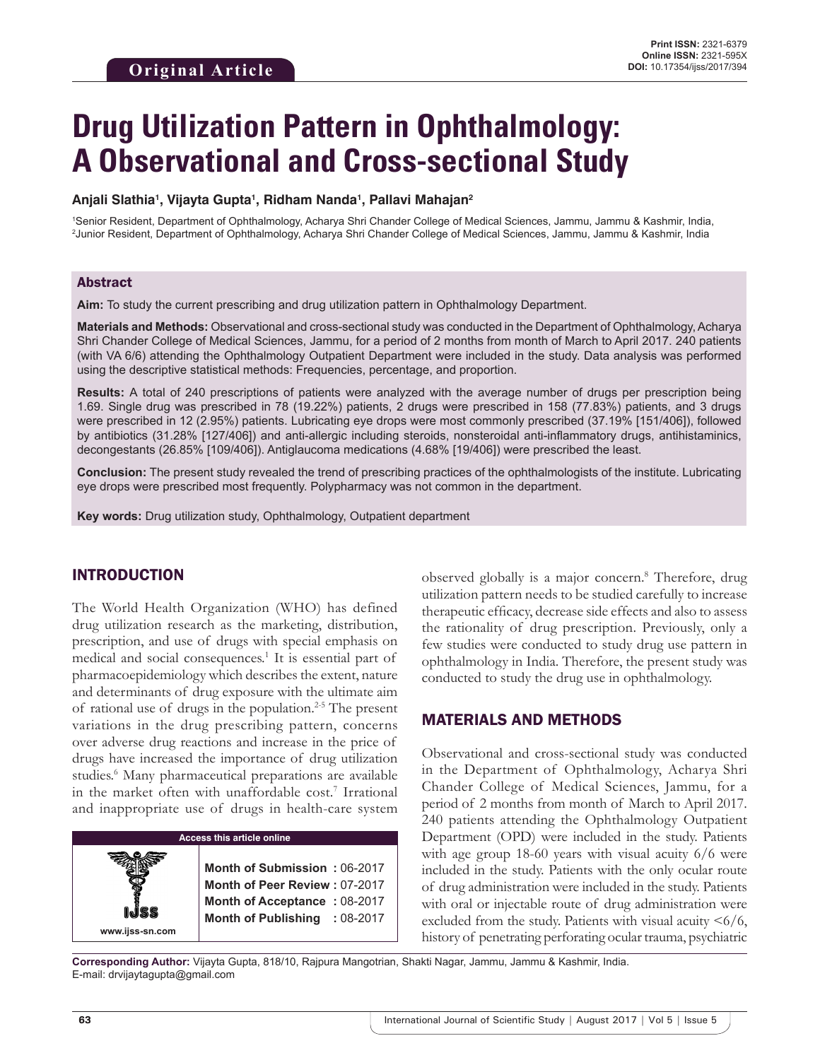Original Article

**Print ISSN:** 2321-6379
**Online ISSN:** 2321-595X
**DOI:** 10.17354/ijss/2017/394

# Drug Utilization Pattern in Ophthalmology: A Observational and Cross-sectional Study

**Anjali Slathia[1], Vijayta Gupta[1], Ridham Nanda[1], Pallavi Mahajan[2]**

[1]Senior Resident, Department of Ophthalmology, Acharya Shri Chander College of Medical Sciences, Jammu, Jammu & Kashmir, India, [2]Junior Resident, Department of Ophthalmology, Acharya Shri Chander College of Medical Sciences, Jammu, Jammu & Kashmir, India

## Abstract

**Aim:** To study the current prescribing and drug utilization pattern in Ophthalmology Department.

**Materials and Methods:** Observational and cross-sectional study was conducted in the Department of Ophthalmology, Acharya Shri Chander College of Medical Sciences, Jammu, for a period of 2 months from month of March to April 2017. 240 patients (with VA 6/6) attending the Ophthalmology Outpatient Department were included in the study. Data analysis was performed using the descriptive statistical methods: Frequencies, percentage, and proportion.

**Results:** A total of 240 prescriptions of patients were analyzed with the average number of drugs per prescription being 1.69. Single drug was prescribed in 78 (19.22%) patients, 2 drugs were prescribed in 158 (77.83%) patients, and 3 drugs were prescribed in 12 (2.95%) patients. Lubricating eye drops were most commonly prescribed (37.19% [151/406]), followed by antibiotics (31.28% [127/406]) and anti-allergic including steroids, nonsteroidal anti-inflammatory drugs, antihistaminics, decongestants (26.85% [109/406]). Antiglaucoma medications (4.68% [19/406]) were prescribed the least.

**Conclusion:** The present study revealed the trend of prescribing practices of the ophthalmologists of the institute. Lubricating eye drops were prescribed most frequently. Polypharmacy was not common in the department.

**Key words:** Drug utilization study, Ophthalmology, Outpatient department

## INTRODUCTION

The World Health Organization (WHO) has defined drug utilization research as the marketing, distribution, prescription, and use of drugs with special emphasis on medical and social consequences.[1] It is essential part of pharmacoepidemiology which describes the extent, nature and determinants of drug exposure with the ultimate aim of rational use of drugs in the population.[2-5] The present variations in the drug prescribing pattern, concerns over adverse drug reactions and increase in the price of drugs have increased the importance of drug utilization studies.[6] Many pharmaceutical preparations are available in the market often with unaffordable cost.[7] Irrational and inappropriate use of drugs in health-care system observed globally is a major concern.[8] Therefore, drug utilization pattern needs to be studied carefully to increase therapeutic efficacy, decrease side effects and also to assess the rationality of drug prescription. Previously, only a few studies were conducted to study drug use pattern in ophthalmology in India. Therefore, the present study was conducted to study the drug use in ophthalmology.

| Access this article online | |
|---|---|
| www.ijss-sn.com | **Month of Submission :** 06-2017<br>**Month of Peer Review :** 07-2017<br>**Month of Acceptance :** 08-2017<br>**Month of Publishing :** 08-2017 |

## MATERIALS AND METHODS

Observational and cross-sectional study was conducted in the Department of Ophthalmology, Acharya Shri Chander College of Medical Sciences, Jammu, for a period of 2 months from month of March to April 2017. 240 patients attending the Ophthalmology Outpatient Department (OPD) were included in the study. Patients with age group 18-60 years with visual acuity 6/6 were included in the study. Patients with the only ocular route of drug administration were included in the study. Patients with oral or injectable route of drug administration were excluded from the study. Patients with visual acuity <6/6, history of penetrating perforating ocular trauma, psychiatric

**Corresponding Author:** Vijayta Gupta, 818/10, Rajpura Mangotrian, Shakti Nagar, Jammu, Jammu & Kashmir, India. E-mail: drvijaytagupta@gmail.com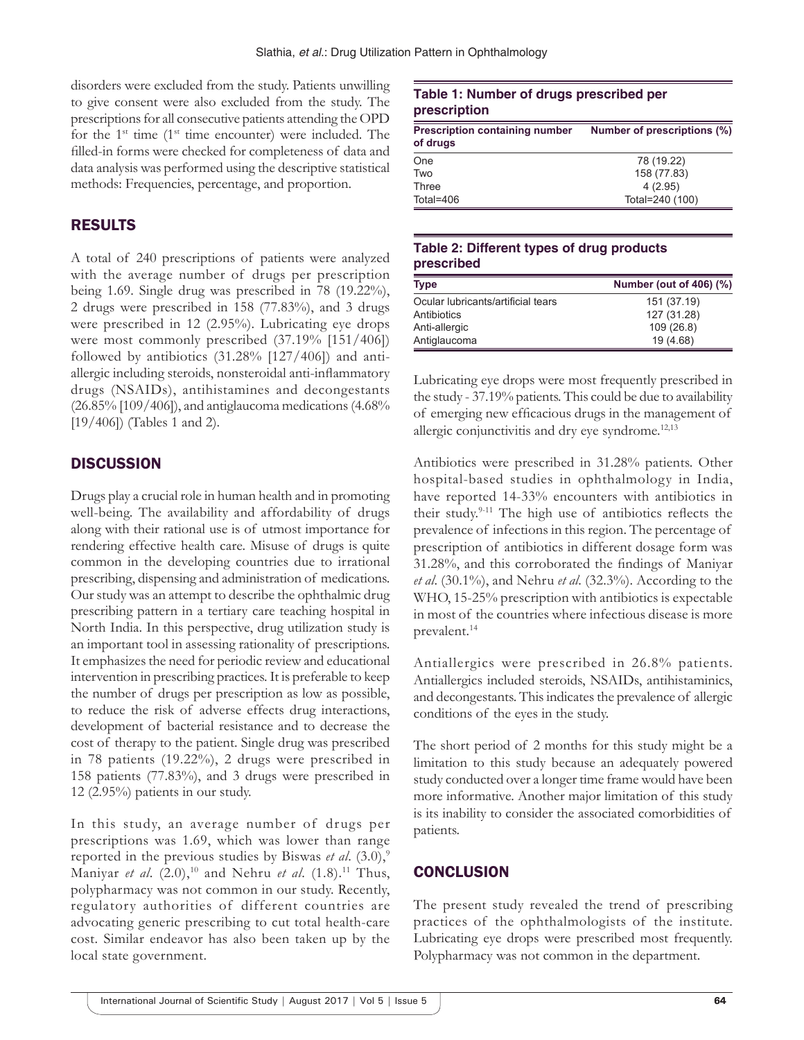disorders were excluded from the study. Patients unwilling to give consent were also excluded from the study. The prescriptions for all consecutive patients attending the OPD for the 1st time (1st time encounter) were included. The filled-in forms were checked for completeness of data and data analysis was performed using the descriptive statistical methods: Frequencies, percentage, and proportion.

## RESULTS

A total of 240 prescriptions of patients were analyzed with the average number of drugs per prescription being 1.69. Single drug was prescribed in 78 (19.22%), 2 drugs were prescribed in 158 (77.83%), and 3 drugs were prescribed in 12 (2.95%). Lubricating eye drops were most commonly prescribed (37.19% [151/406]) followed by antibiotics (31.28% [127/406]) and anti-allergic including steroids, nonsteroidal anti-inflammatory drugs (NSAIDs), antihistamines and decongestants (26.85% [109/406]), and antiglaucoma medications (4.68% [19/406]) (Tables 1 and 2).

**Table 1: Number of drugs prescribed per prescription**

| Prescription containing number of drugs | Number of prescriptions (%) |
|---|---|
| One | 78 (19.22) |
| Two | 158 (77.83) |
| Three | 4 (2.95) |
| Total=406 | Total=240 (100) |

**Table 2: Different types of drug products prescribed**

| Type | Number (out of 406) (%) |
|---|---|
| Ocular lubricants/artificial tears | 151 (37.19) |
| Antibiotics | 127 (31.28) |
| Anti-allergic | 109 (26.8) |
| Antiglaucoma | 19 (4.68) |

## DISCUSSION

Drugs play a crucial role in human health and in promoting well-being. The availability and affordability of drugs along with their rational use is of utmost importance for rendering effective health care. Misuse of drugs is quite common in the developing countries due to irrational prescribing, dispensing and administration of medications. Our study was an attempt to describe the ophthalmic drug prescribing pattern in a tertiary care teaching hospital in North India. In this perspective, drug utilization study is an important tool in assessing rationality of prescriptions. It emphasizes the need for periodic review and educational intervention in prescribing practices. It is preferable to keep the number of drugs per prescription as low as possible, to reduce the risk of adverse effects drug interactions, development of bacterial resistance and to decrease the cost of therapy to the patient. Single drug was prescribed in 78 patients (19.22%), 2 drugs were prescribed in 158 patients (77.83%), and 3 drugs were prescribed in 12 (2.95%) patients in our study.

In this study, an average number of drugs per prescriptions was 1.69, which was lower than range reported in the previous studies by Biswas *et al*. (3.0),[9] Maniyar *et al*. (2.0),[10] and Nehru *et al*. (1.8).[11] Thus, polypharmacy was not common in our study. Recently, regulatory authorities of different countries are advocating generic prescribing to cut total health-care cost. Similar endeavor has also been taken up by the local state government.

Lubricating eye drops were most frequently prescribed in the study - 37.19% patients. This could be due to availability of emerging new efficacious drugs in the management of allergic conjunctivitis and dry eye syndrome.[12,13]

Antibiotics were prescribed in 31.28% patients. Other hospital-based studies in ophthalmology in India, have reported 14-33% encounters with antibiotics in their study.[9-11] The high use of antibiotics reflects the prevalence of infections in this region. The percentage of prescription of antibiotics in different dosage form was 31.28%, and this corroborated the findings of Maniyar *et al*. (30.1%), and Nehru *et al*. (32.3%). According to the WHO, 15-25% prescription with antibiotics is expectable in most of the countries where infectious disease is more prevalent.[14]

Antiallergics were prescribed in 26.8% patients. Antiallergics included steroids, NSAIDs, antihistaminics, and decongestants. This indicates the prevalence of allergic conditions of the eyes in the study.

The short period of 2 months for this study might be a limitation to this study because an adequately powered study conducted over a longer time frame would have been more informative. Another major limitation of this study is its inability to consider the associated comorbidities of patients.

## CONCLUSION

The present study revealed the trend of prescribing practices of the ophthalmologists of the institute. Lubricating eye drops were prescribed most frequently. Polypharmacy was not common in the department.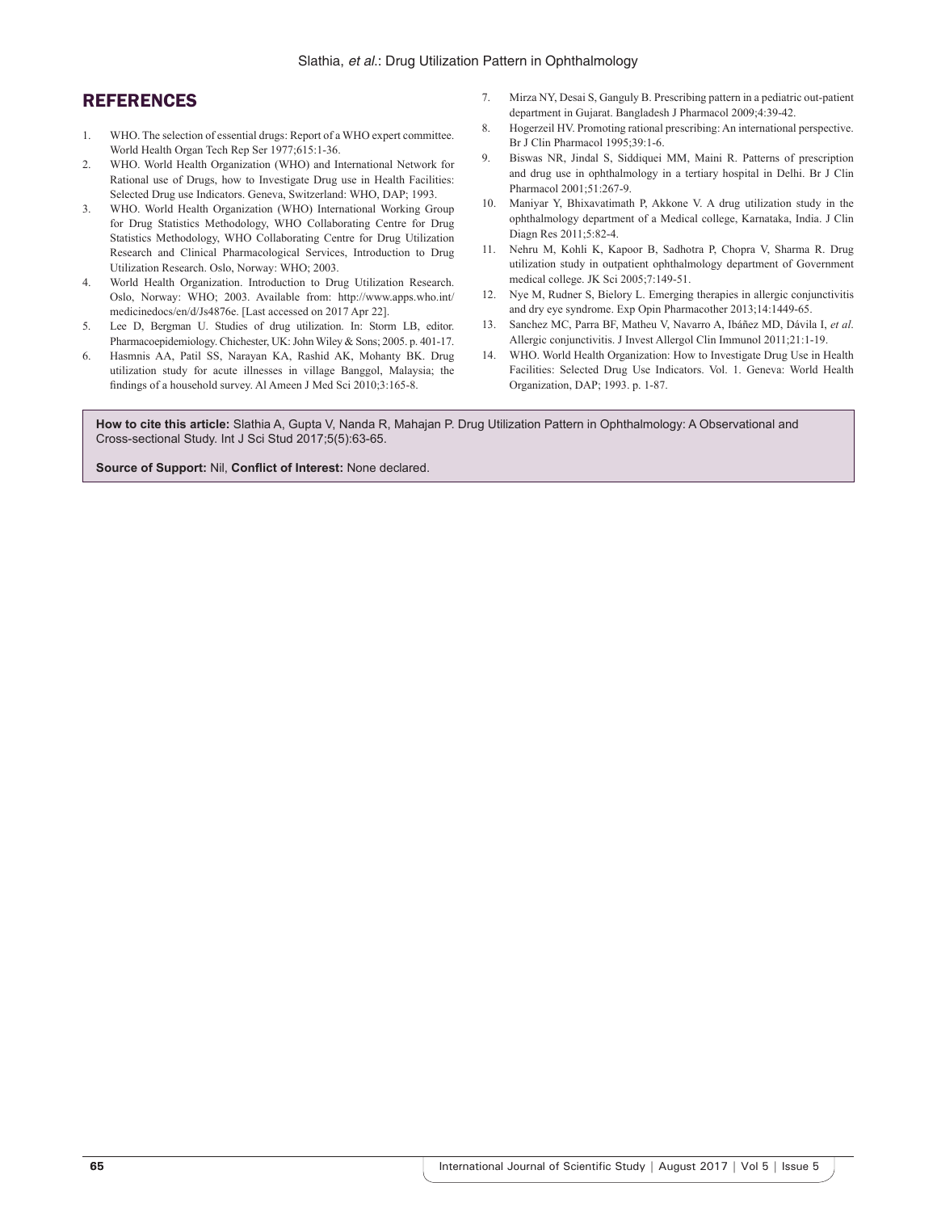## REFERENCES

1. WHO. The selection of essential drugs: Report of a WHO expert committee. World Health Organ Tech Rep Ser 1977;615:1-36.
2. WHO. World Health Organization (WHO) and International Network for Rational use of Drugs, how to Investigate Drug use in Health Facilities: Selected Drug use Indicators. Geneva, Switzerland: WHO, DAP; 1993.
3. WHO. World Health Organization (WHO) International Working Group for Drug Statistics Methodology, WHO Collaborating Centre for Drug Statistics Methodology, WHO Collaborating Centre for Drug Utilization Research and Clinical Pharmacological Services, Introduction to Drug Utilization Research. Oslo, Norway: WHO; 2003.
4. World Health Organization. Introduction to Drug Utilization Research. Oslo, Norway: WHO; 2003. Available from: http://www.apps.who.int/medicinedocs/en/d/Js4876e. [Last accessed on 2017 Apr 22].
5. Lee D, Bergman U. Studies of drug utilization. In: Storm LB, editor. Pharmacoepidemiology. Chichester, UK: John Wiley & Sons; 2005. p. 401-17.
6. Hasmnis AA, Patil SS, Narayan KA, Rashid AK, Mohanty BK. Drug utilization study for acute illnesses in village Banggol, Malaysia; the findings of a household survey. Al Ameen J Med Sci 2010;3:165-8.
7. Mirza NY, Desai S, Ganguly B. Prescribing pattern in a pediatric out-patient department in Gujarat. Bangladesh J Pharmacol 2009;4:39-42.
8. Hogerzeil HV. Promoting rational prescribing: An international perspective. Br J Clin Pharmacol 1995;39:1-6.
9. Biswas NR, Jindal S, Siddiquei MM, Maini R. Patterns of prescription and drug use in ophthalmology in a tertiary hospital in Delhi. Br J Clin Pharmacol 2001;51:267-9.
10. Maniyar Y, Bhixavatimath P, Akkone V. A drug utilization study in the ophthalmology department of a Medical college, Karnataka, India. J Clin Diagn Res 2011;5:82-4.
11. Nehru M, Kohli K, Kapoor B, Sadhotra P, Chopra V, Sharma R. Drug utilization study in outpatient ophthalmology department of Government medical college. JK Sci 2005;7:149-51.
12. Nye M, Rudner S, Bielory L. Emerging therapies in allergic conjunctivitis and dry eye syndrome. Exp Opin Pharmacother 2013;14:1449-65.
13. Sanchez MC, Parra BF, Matheu V, Navarro A, Ibáñez MD, Dávila I, *et al*. Allergic conjunctivitis. J Invest Allergol Clin Immunol 2011;21:1-19.
14. WHO. World Health Organization: How to Investigate Drug Use in Health Facilities: Selected Drug Use Indicators. Vol. 1. Geneva: World Health Organization, DAP; 1993. p. 1-87.

**How to cite this article:** Slathia A, Gupta V, Nanda R, Mahajan P. Drug Utilization Pattern in Ophthalmology: A Observational and Cross-sectional Study. Int J Sci Stud 2017;5(5):63-65.

**Source of Support:** Nil, **Conflict of Interest:** None declared.